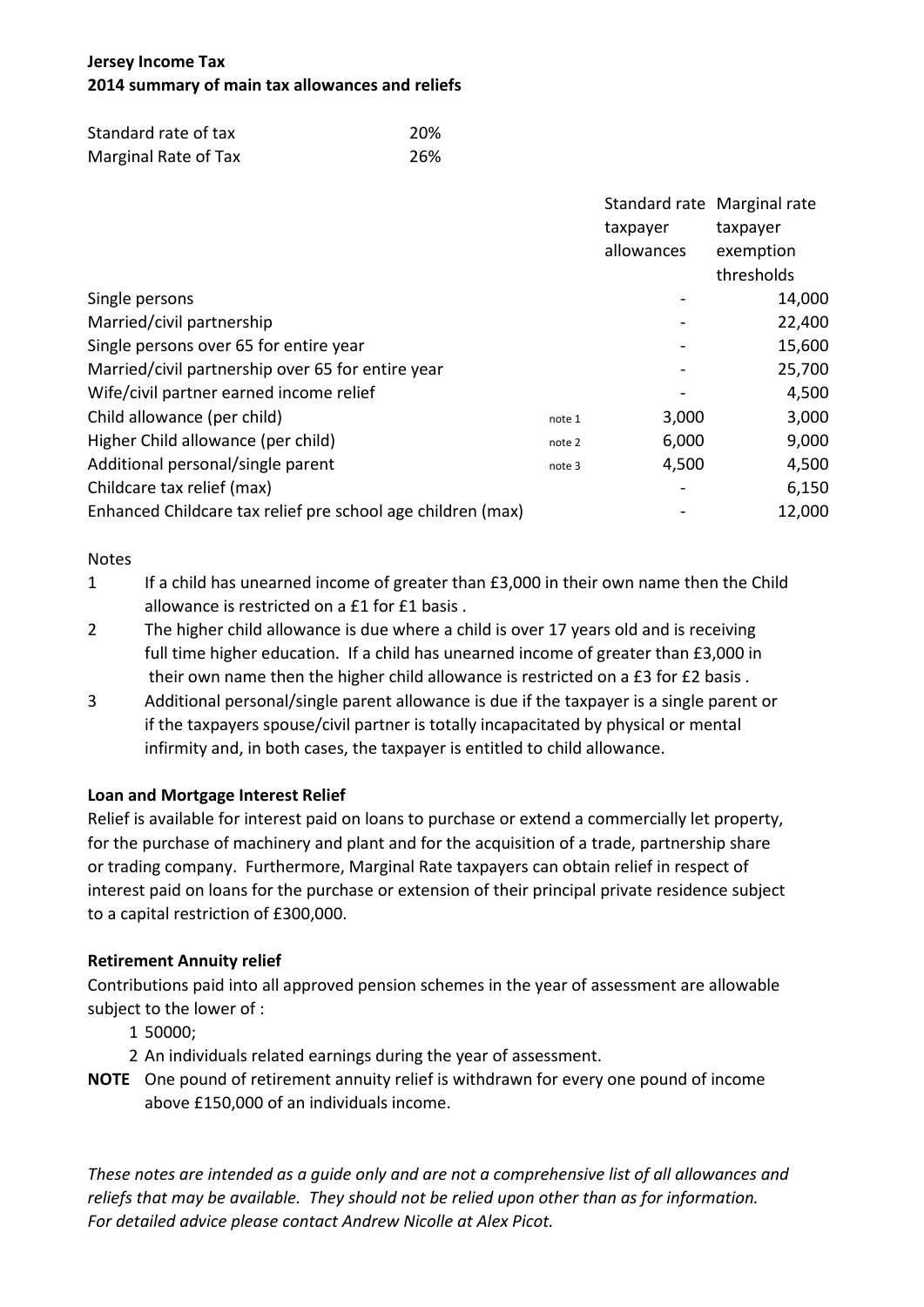**Jersey Income Tax**
**2014 summary of main tax allowances and reliefs**

| | |
|---|---|
| Standard rate of tax | 20% |
| Marginal Rate of Tax | 26% |

| | | Standard rate taxpayer allowances | Marginal rate taxpayer exemption thresholds |
|---|---|---|---|
| Single persons | | - | 14,000 |
| Married/civil partnership | | - | 22,400 |
| Single persons over 65 for entire year | | - | 15,600 |
| Married/civil partnership over 65 for entire year | | - | 25,700 |
| Wife/civil partner earned income relief | | - | 4,500 |
| Child allowance (per child) | note 1 | 3,000 | 3,000 |
| Higher Child allowance (per child) | note 2 | 6,000 | 9,000 |
| Additional personal/single parent | note 3 | 4,500 | 4,500 |
| Childcare tax relief (max) | | - | 6,150 |
| Enhanced Childcare tax relief pre school age children (max) | | - | 12,000 |

Notes

1. If a child has unearned income of greater than £3,000 in their own name then the Child allowance is restricted on a £1 for £1 basis .
2. The higher child allowance is due where a child is over 17 years old and is receiving full time higher education. If a child has unearned income of greater than £3,000 in their own name then the higher child allowance is restricted on a £3 for £2 basis .
3. Additional personal/single parent allowance is due if the taxpayer is a single parent or if the taxpayers spouse/civil partner is totally incapacitated by physical or mental infirmity and, in both cases, the taxpayer is entitled to child allowance.

**Loan and Mortgage Interest Relief**

Relief is available for interest paid on loans to purchase or extend a commercially let property, for the purchase of machinery and plant and for the acquisition of a trade, partnership share or trading company. Furthermore, Marginal Rate taxpayers can obtain relief in respect of interest paid on loans for the purchase or extension of their principal private residence subject to a capital restriction of £300,000.

**Retirement Annuity relief**

Contributions paid into all approved pension schemes in the year of assessment are allowable subject to the lower of :

1. 50000;
2. An individuals related earnings during the year of assessment.

**NOTE** One pound of retirement annuity relief is withdrawn for every one pound of income above £150,000 of an individuals income.

*These notes are intended as a guide only and are not a comprehensive list of all allowances and reliefs that may be available. They should not be relied upon other than as for information. For detailed advice please contact Andrew Nicolle at Alex Picot.*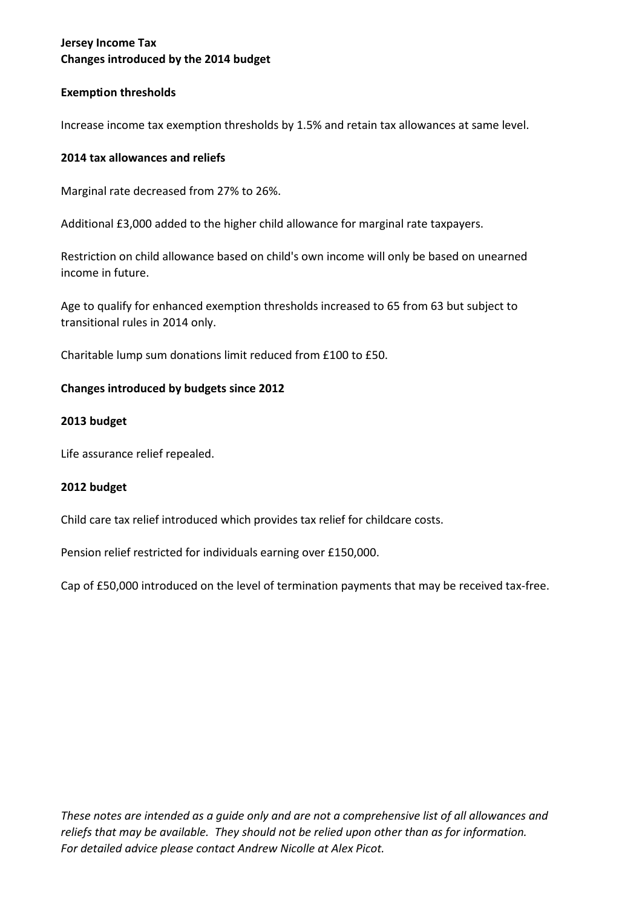**Jersey Income Tax**
**Changes introduced by the 2014 budget**

**Exemption thresholds**

Increase income tax exemption thresholds by 1.5% and retain tax allowances at same level.

**2014 tax allowances and reliefs**

Marginal rate decreased from 27% to 26%.

Additional £3,000 added to the higher child allowance for marginal rate taxpayers.

Restriction on child allowance based on child's own income will only be based on unearned income in future.

Age to qualify for enhanced exemption thresholds increased to 65 from 63 but subject to transitional rules in 2014 only.

Charitable lump sum donations limit reduced from £100 to £50.

**Changes introduced by budgets since 2012**

**2013 budget**

Life assurance relief repealed.

**2012 budget**

Child care tax relief introduced which provides tax relief for childcare costs.

Pension relief restricted for individuals earning over £150,000.

Cap of £50,000 introduced on the level of termination payments that may be received tax-free.

*These notes are intended as a guide only and are not a comprehensive list of all allowances and reliefs that may be available. They should not be relied upon other than as for information. For detailed advice please contact Andrew Nicolle at Alex Picot.*